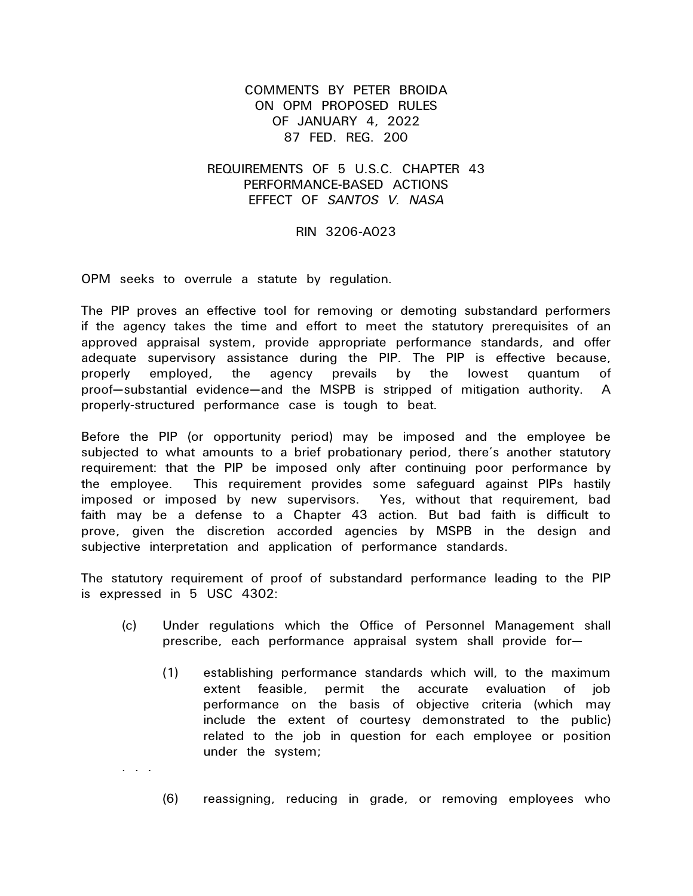# COMMENTS BY PETER BROIDA ON OPM PROPOSED RULES OF JANUARY 4, 2022 87 FED. REG. 200

## REQUIREMENTS OF 5 U.S.C. CHAPTER 43 PERFORMANCE-BASED ACTIONS EFFECT OF *SANTOS V. NASA*

RIN 3206-A023

OPM seeks to overrule a statute by regulation.

The PIP proves an effective tool for removing or demoting substandard performers if the agency takes the time and effort to meet the statutory prerequisites of an approved appraisal system, provide appropriate performance standards, and offer adequate supervisory assistance during the PIP. The PIP is effective because, properly employed, the agency prevails by the lowest quantum of proof—substantial evidence—and the MSPB is stripped of mitigation authority. A properly-structured performance case is tough to beat.

Before the PIP (or opportunity period) may be imposed and the employee be subjected to what amounts to a brief probationary period, there's another statutory requirement: that the PIP be imposed only after continuing poor performance by the employee. This requirement provides some safeguard against PIPs hastily imposed or imposed by new supervisors. Yes, without that requirement, bad faith may be a defense to a Chapter 43 action. But bad faith is difficult to prove, given the discretion accorded agencies by MSPB in the design and subjective interpretation and application of performance standards.

The statutory requirement of proof of substandard performance leading to the PIP is expressed in 5 USC 4302:

> (c) Under regulations which the Office of Personnel Management shall prescribe, each performance appraisal system shall provide for—
>
> > (1) establishing performance standards which will, to the maximum extent feasible, permit the accurate evaluation of job performance on the basis of objective criteria (which may include the extent of courtesy demonstrated to the public) related to the job in question for each employee or position under the system;
>
> . . .
>
> > (6) reassigning, reducing in grade, or removing employees who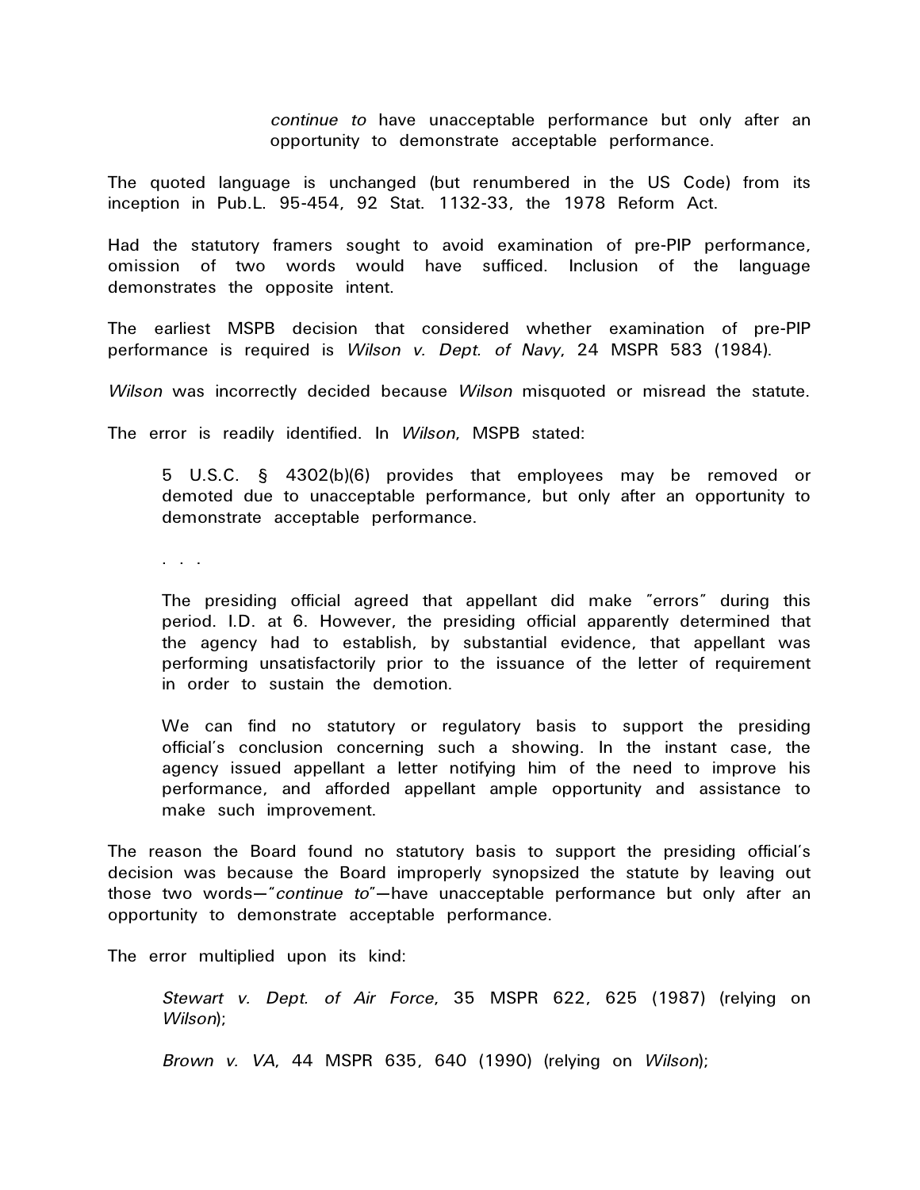> *continue to* have unacceptable performance but only after an opportunity to demonstrate acceptable performance.

The quoted language is unchanged (but renumbered in the US Code) from its inception in Pub.L. 95-454, 92 Stat. 1132-33, the 1978 Reform Act.

Had the statutory framers sought to avoid examination of pre-PIP performance, omission of two words would have sufficed. Inclusion of the language demonstrates the opposite intent.

The earliest MSPB decision that considered whether examination of pre-PIP performance is required is *Wilson v. Dept. of Navy*, 24 MSPR 583 (1984).

*Wilson* was incorrectly decided because *Wilson* misquoted or misread the statute.

The error is readily identified. In *Wilson*, MSPB stated:

> 5 U.S.C. § 4302(b)(6) provides that employees may be removed or demoted due to unacceptable performance, but only after an opportunity to demonstrate acceptable performance.
>
> . . .
>
> The presiding official agreed that appellant did make "errors" during this period. I.D. at 6. However, the presiding official apparently determined that the agency had to establish, by substantial evidence, that appellant was performing unsatisfactorily prior to the issuance of the letter of requirement in order to sustain the demotion.
>
> We can find no statutory or regulatory basis to support the presiding official's conclusion concerning such a showing. In the instant case, the agency issued appellant a letter notifying him of the need to improve his performance, and afforded appellant ample opportunity and assistance to make such improvement.

The reason the Board found no statutory basis to support the presiding official's decision was because the Board improperly synopsized the statute by leaving out those two words—"*continue to*"—have unacceptable performance but only after an opportunity to demonstrate acceptable performance.

The error multiplied upon its kind:

> *Stewart v. Dept. of Air Force*, 35 MSPR 622, 625 (1987) (relying on *Wilson*);
>
> *Brown v. VA*, 44 MSPR 635, 640 (1990) (relying on *Wilson*);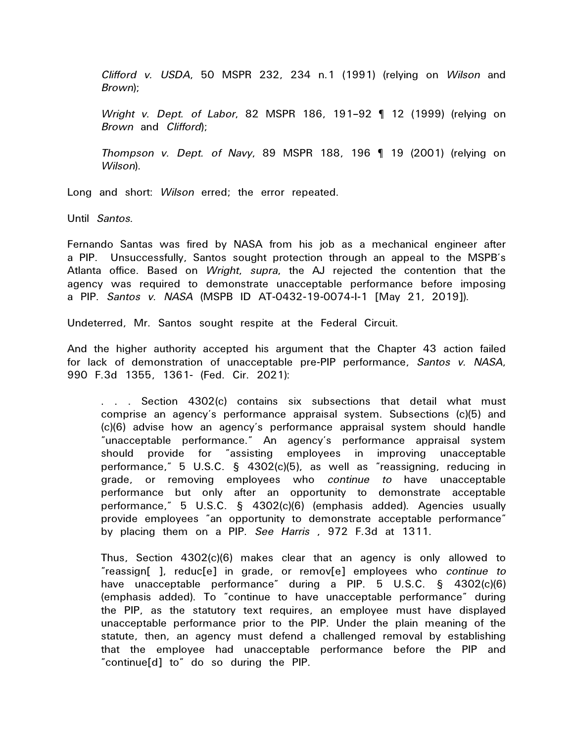> *Clifford v. USDA*, 50 MSPR 232, 234 n.1 (1991) (relying on *Wilson* and *Brown*);
>
> *Wright v. Dept. of Labor*, 82 MSPR 186, 191–92 ¶ 12 (1999) (relying on *Brown* and *Clifford*);
>
> *Thompson v. Dept. of Navy*, 89 MSPR 188, 196 ¶ 19 (2001) (relying on *Wilson*).

Long and short: *Wilson* erred; the error repeated.

Until *Santos*.

Fernando Santas was fired by NASA from his job as a mechanical engineer after a PIP. Unsuccessfully, Santos sought protection through an appeal to the MSPB's Atlanta office. Based on *Wright*, *supra*, the AJ rejected the contention that the agency was required to demonstrate unacceptable performance before imposing a PIP. *Santos v. NASA* (MSPB ID AT-0432-19-0074-I-1 [May 21, 2019]).

Undeterred, Mr. Santos sought respite at the Federal Circuit.

And the higher authority accepted his argument that the Chapter 43 action failed for lack of demonstration of unacceptable pre-PIP performance, *Santos v. NASA*, 990 F.3d 1355, 1361- (Fed. Cir. 2021):

> . . . Section 4302(c) contains six subsections that detail what must comprise an agency's performance appraisal system. Subsections (c)(5) and (c)(6) advise how an agency's performance appraisal system should handle "unacceptable performance." An agency's performance appraisal system should provide for "assisting employees in improving unacceptable performance," 5 U.S.C. § 4302(c)(5), as well as "reassigning, reducing in grade, or removing employees who *continue to* have unacceptable performance but only after an opportunity to demonstrate acceptable performance," 5 U.S.C. § 4302(c)(6) (emphasis added). Agencies usually provide employees "an opportunity to demonstrate acceptable performance" by placing them on a PIP. *See Harris* , 972 F.3d at 1311.
>
> Thus, Section 4302(c)(6) makes clear that an agency is only allowed to "reassign[ ], reduc[e] in grade, or remov[e] employees who *continue to* have unacceptable performance" during a PIP. 5 U.S.C. § 4302(c)(6) (emphasis added). To "continue to have unacceptable performance" during the PIP, as the statutory text requires, an employee must have displayed unacceptable performance prior to the PIP. Under the plain meaning of the statute, then, an agency must defend a challenged removal by establishing that the employee had unacceptable performance before the PIP and "continue[d] to" do so during the PIP.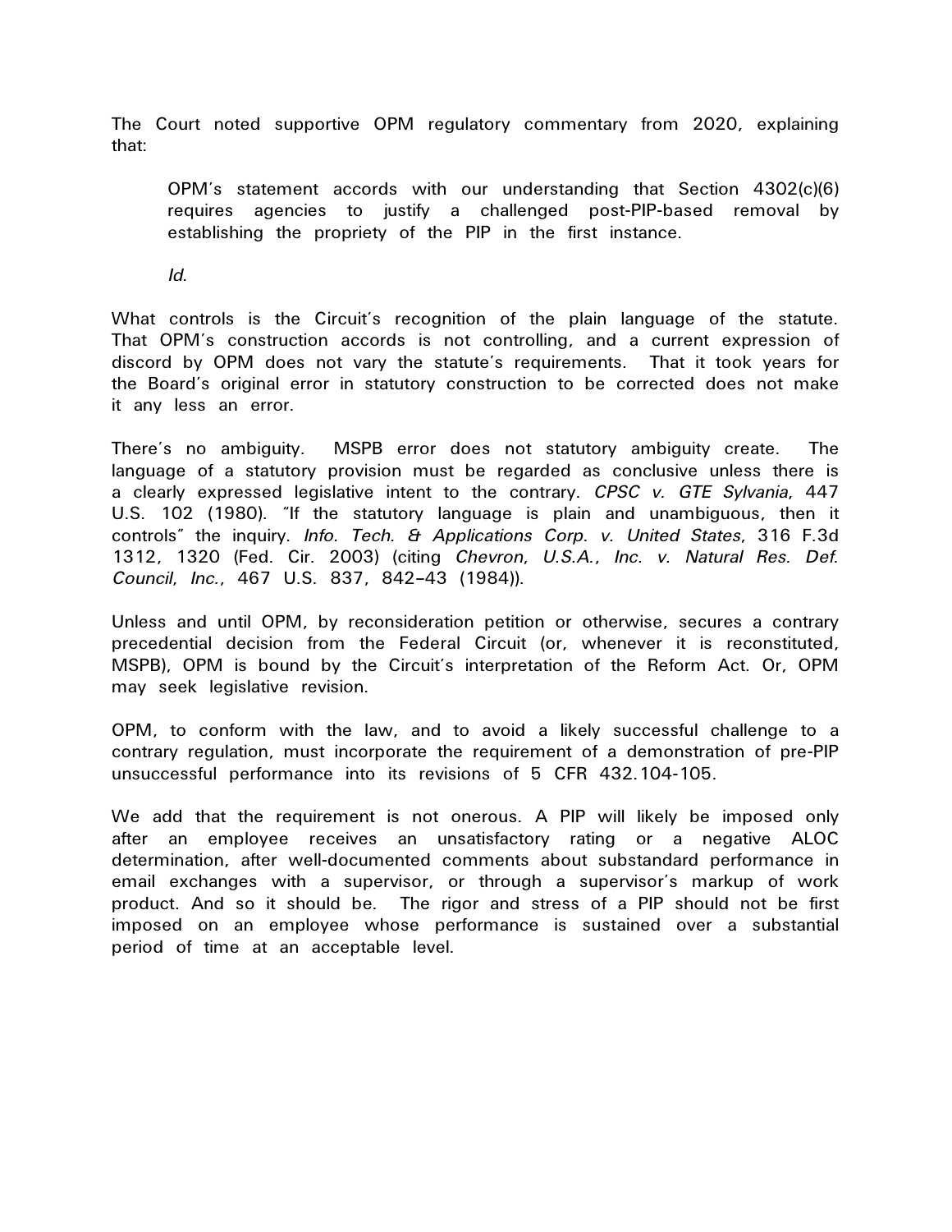The Court noted supportive OPM regulatory commentary from 2020, explaining that:

> OPM's statement accords with our understanding that Section 4302(c)(6) requires agencies to justify a challenged post-PIP-based removal by establishing the propriety of the PIP in the first instance.
>
> *Id.*

What controls is the Circuit's recognition of the plain language of the statute. That OPM's construction accords is not controlling, and a current expression of discord by OPM does not vary the statute's requirements. That it took years for the Board's original error in statutory construction to be corrected does not make it any less an error.

There's no ambiguity. MSPB error does not statutory ambiguity create. The language of a statutory provision must be regarded as conclusive unless there is a clearly expressed legislative intent to the contrary. *CPSC v. GTE Sylvania*, 447 U.S. 102 (1980). "If the statutory language is plain and unambiguous, then it controls" the inquiry. *Info. Tech. & Applications Corp. v. United States*, 316 F.3d 1312, 1320 (Fed. Cir. 2003) (citing *Chevron, U.S.A., Inc. v. Natural Res. Def. Council, Inc.*, 467 U.S. 837, 842–43 (1984)).

Unless and until OPM, by reconsideration petition or otherwise, secures a contrary precedential decision from the Federal Circuit (or, whenever it is reconstituted, MSPB), OPM is bound by the Circuit's interpretation of the Reform Act. Or, OPM may seek legislative revision.

OPM, to conform with the law, and to avoid a likely successful challenge to a contrary regulation, must incorporate the requirement of a demonstration of pre-PIP unsuccessful performance into its revisions of 5 CFR 432.104-105.

We add that the requirement is not onerous. A PIP will likely be imposed only after an employee receives an unsatisfactory rating or a negative ALOC determination, after well-documented comments about substandard performance in email exchanges with a supervisor, or through a supervisor's markup of work product. And so it should be. The rigor and stress of a PIP should not be first imposed on an employee whose performance is sustained over a substantial period of time at an acceptable level.